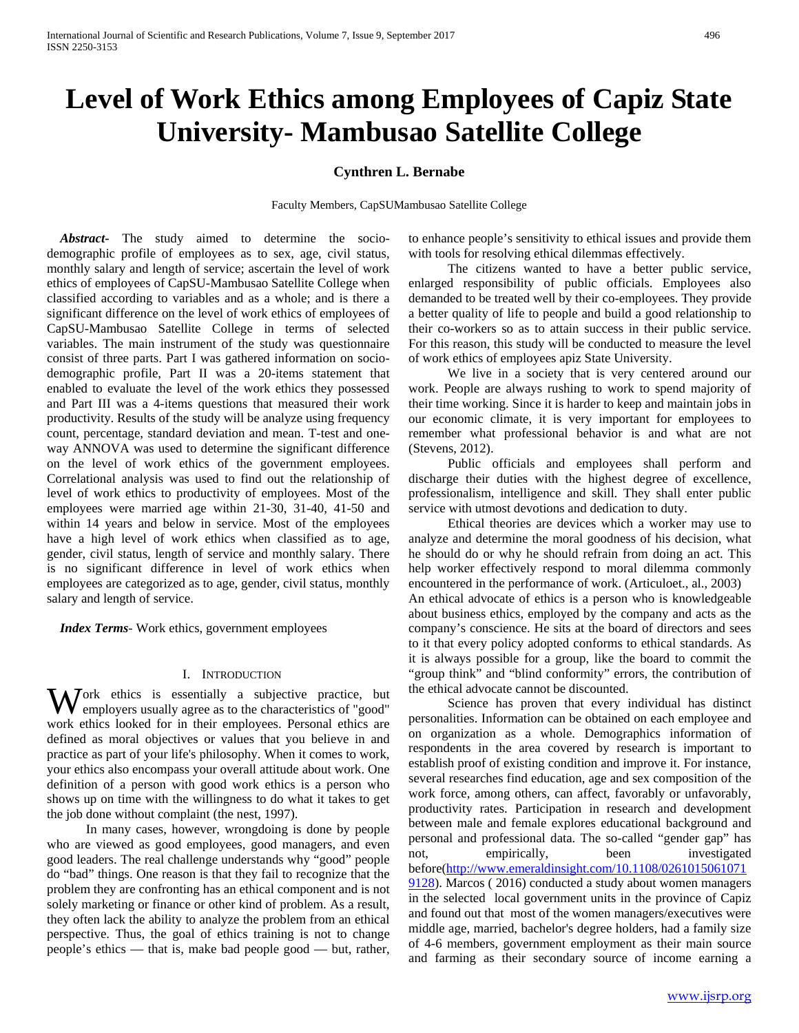# Level of Work Ethics among Employees of Capiz State University- Mambusao Satellite College

**Cynthren L. Bernabe**

Faculty Members, CapSUMambusao Satellite College

***Abstract***- The study aimed to determine the socio-demographic profile of employees as to sex, age, civil status, monthly salary and length of service; ascertain the level of work ethics of employees of CapSU-Mambusao Satellite College when classified according to variables and as a whole; and is there a significant difference on the level of work ethics of employees of CapSU-Mambusao Satellite College in terms of selected variables. The main instrument of the study was questionnaire consist of three parts. Part I was gathered information on socio-demographic profile, Part II was a 20-items statement that enabled to evaluate the level of the work ethics they possessed and Part III was a 4-items questions that measured their work productivity. Results of the study will be analyze using frequency count, percentage, standard deviation and mean. T-test and one-way ANNOVA was used to determine the significant difference on the level of work ethics of the government employees. Correlational analysis was used to find out the relationship of level of work ethics to productivity of employees. Most of the employees were married age within 21-30, 31-40, 41-50 and within 14 years and below in service. Most of the employees have a high level of work ethics when classified as to age, gender, civil status, length of service and monthly salary. There is no significant difference in level of work ethics when employees are categorized as to age, gender, civil status, monthly salary and length of service.

***Index Terms***- Work ethics, government employees

## I. Introduction

Work ethics is essentially a subjective practice, but employers usually agree as to the characteristics of "good" work ethics looked for in their employees. Personal ethics are defined as moral objectives or values that you believe in and practice as part of your life's philosophy. When it comes to work, your ethics also encompass your overall attitude about work. One definition of a person with good work ethics is a person who shows up on time with the willingness to do what it takes to get the job done without complaint (the nest, 1997).

In many cases, however, wrongdoing is done by people who are viewed as good employees, good managers, and even good leaders. The real challenge understands why "good" people do "bad" things. One reason is that they fail to recognize that the problem they are confronting has an ethical component and is not solely marketing or finance or other kind of problem. As a result, they often lack the ability to analyze the problem from an ethical perspective. Thus, the goal of ethics training is not to change people's ethics — that is, make bad people good — but, rather, to enhance people's sensitivity to ethical issues and provide them with tools for resolving ethical dilemmas effectively.

The citizens wanted to have a better public service, enlarged responsibility of public officials. Employees also demanded to be treated well by their co-employees. They provide a better quality of life to people and build a good relationship to their co-workers so as to attain success in their public service. For this reason, this study will be conducted to measure the level of work ethics of employees apiz State University.

We live in a society that is very centered around our work. People are always rushing to work to spend majority of their time working. Since it is harder to keep and maintain jobs in our economic climate, it is very important for employees to remember what professional behavior is and what are not (Stevens, 2012).

Public officials and employees shall perform and discharge their duties with the highest degree of excellence, professionalism, intelligence and skill. They shall enter public service with utmost devotions and dedication to duty.

Ethical theories are devices which a worker may use to analyze and determine the moral goodness of his decision, what he should do or why he should refrain from doing an act. This help worker effectively respond to moral dilemma commonly encountered in the performance of work. (Articuloet., al., 2003)
An ethical advocate of ethics is a person who is knowledgeable about business ethics, employed by the company and acts as the company's conscience. He sits at the board of directors and sees to it that every policy adopted conforms to ethical standards. As it is always possible for a group, like the board to commit the "group think" and "blind conformity" errors, the contribution of the ethical advocate cannot be discounted.

Science has proven that every individual has distinct personalities. Information can be obtained on each employee and on organization as a whole. Demographics information of respondents in the area covered by research is important to establish proof of existing condition and improve it. For instance, several researches find education, age and sex composition of the work force, among others, can affect, favorably or unfavorably, productivity rates. Participation in research and development between male and female explores educational background and personal and professional data. The so-called "gender gap" has not, empirically, been investigated before(http://www.emeraldinsight.com/10.1108/02610150610719128). Marcos ( 2016) conducted a study about women managers in the selected local government units in the province of Capiz and found out that most of the women managers/executives were middle age, married, bachelor's degree holders, had a family size of 4-6 members, government employment as their main source and farming as their secondary source of income earning a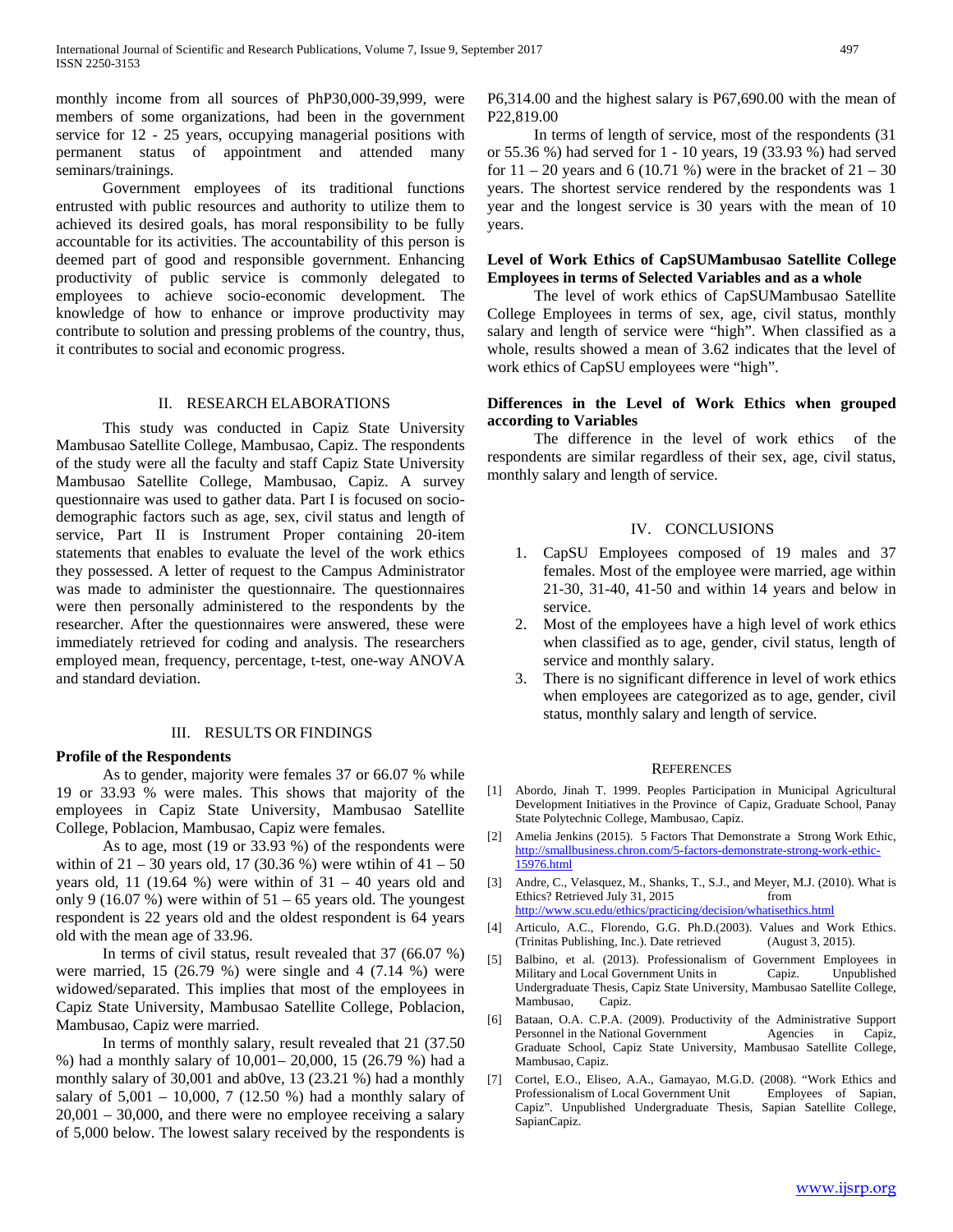monthly income from all sources of PhP30,000-39,999, were members of some organizations, had been in the government service for 12 - 25 years, occupying managerial positions with permanent status of appointment and attended many seminars/trainings.

Government employees of its traditional functions entrusted with public resources and authority to utilize them to achieved its desired goals, has moral responsibility to be fully accountable for its activities. The accountability of this person is deemed part of good and responsible government. Enhancing productivity of public service is commonly delegated to employees to achieve socio-economic development. The knowledge of how to enhance or improve productivity may contribute to solution and pressing problems of the country, thus, it contributes to social and economic progress.

## II. RESEARCH ELABORATIONS

This study was conducted in Capiz State University Mambusao Satellite College, Mambusao, Capiz. The respondents of the study were all the faculty and staff Capiz State University Mambusao Satellite College, Mambusao, Capiz. A survey questionnaire was used to gather data. Part I is focused on socio-demographic factors such as age, sex, civil status and length of service, Part II is Instrument Proper containing 20-item statements that enables to evaluate the level of the work ethics they possessed. A letter of request to the Campus Administrator was made to administer the questionnaire. The questionnaires were then personally administered to the respondents by the researcher. After the questionnaires were answered, these were immediately retrieved for coding and analysis. The researchers employed mean, frequency, percentage, t-test, one-way ANOVA and standard deviation.

## III. RESULTS OR FINDINGS

**Profile of the Respondents**

As to gender, majority were females 37 or 66.07 % while 19 or 33.93 % were males. This shows that majority of the employees in Capiz State University, Mambusao Satellite College, Poblacion, Mambusao, Capiz were females.

As to age, most (19 or 33.93 %) of the respondents were within of 21 – 30 years old, 17 (30.36 %) were wtihin of 41 – 50 years old, 11 (19.64 %) were within of 31 – 40 years old and only 9 (16.07 %) were within of 51 – 65 years old. The youngest respondent is 22 years old and the oldest respondent is 64 years old with the mean age of 33.96.

In terms of civil status, result revealed that 37 (66.07 %) were married, 15 (26.79 %) were single and 4 (7.14 %) were widowed/separated. This implies that most of the employees in Capiz State University, Mambusao Satellite College, Poblacion, Mambusao, Capiz were married.

In terms of monthly salary, result revealed that 21 (37.50 %) had a monthly salary of 10,001– 20,000, 15 (26.79 %) had a monthly salary of 30,001 and ab0ve, 13 (23.21 %) had a monthly salary of 5,001 – 10,000, 7 (12.50 %) had a monthly salary of 20,001 – 30,000, and there were no employee receiving a salary of 5,000 below. The lowest salary received by the respondents is P6,314.00 and the highest salary is P67,690.00 with the mean of P22,819.00

In terms of length of service, most of the respondents (31 or 55.36 %) had served for 1 - 10 years, 19 (33.93 %) had served for 11 – 20 years and 6 (10.71 %) were in the bracket of 21 – 30 years. The shortest service rendered by the respondents was 1 year and the longest service is 30 years with the mean of 10 years.

**Level of Work Ethics of CapSUMambusao Satellite College Employees in terms of Selected Variables and as a whole**

The level of work ethics of CapSUMambusao Satellite College Employees in terms of sex, age, civil status, monthly salary and length of service were "high". When classified as a whole, results showed a mean of 3.62 indicates that the level of work ethics of CapSU employees were "high".

**Differences in the Level of Work Ethics when grouped according to Variables**

The difference in the level of work ethics of the respondents are similar regardless of their sex, age, civil status, monthly salary and length of service.

## IV. CONCLUSIONS

1. CapSU Employees composed of 19 males and 37 females. Most of the employee were married, age within 21-30, 31-40, 41-50 and within 14 years and below in service.
2. Most of the employees have a high level of work ethics when classified as to age, gender, civil status, length of service and monthly salary.
3. There is no significant difference in level of work ethics when employees are categorized as to age, gender, civil status, monthly salary and length of service.

## REFERENCES

[1] Abordo, Jinah T. 1999. Peoples Participation in Municipal Agricultural Development Initiatives in the Province of Capiz, Graduate School, Panay State Polytechnic College, Mambusao, Capiz.

[2] Amelia Jenkins (2015). 5 Factors That Demonstrate a Strong Work Ethic, http://smallbusiness.chron.com/5-factors-demonstrate-strong-work-ethic-15976.html

[3] Andre, C., Velasquez, M., Shanks, T., S.J., and Meyer, M.J. (2010). What is Ethics? Retrieved July 31, 2015 from http://www.scu.edu/ethics/practicing/decision/whatisethics.html

[4] Articulo, A.C., Florendo, G.G. Ph.D.(2003). Values and Work Ethics. (Trinitas Publishing, Inc.). Date retrieved (August 3, 2015).

[5] Balbino, et al. (2013). Professionalism of Government Employees in Military and Local Government Units in Capiz. Unpublished Undergraduate Thesis, Capiz State University, Mambusao Satellite College, Mambusao, Capiz.

[6] Bataan, O.A. C.P.A. (2009). Productivity of the Administrative Support Personnel in the National Government Agencies in Capiz, Graduate School, Capiz State University, Mambusao Satellite College, Mambusao, Capiz.

[7] Cortel, E.O., Eliseo, A.A., Gamayao, M.G.D. (2008). "Work Ethics and Professionalism of Local Government Unit Employees of Sapian, Capiz". Unpublished Undergraduate Thesis, Sapian Satellite College, SapianCapiz.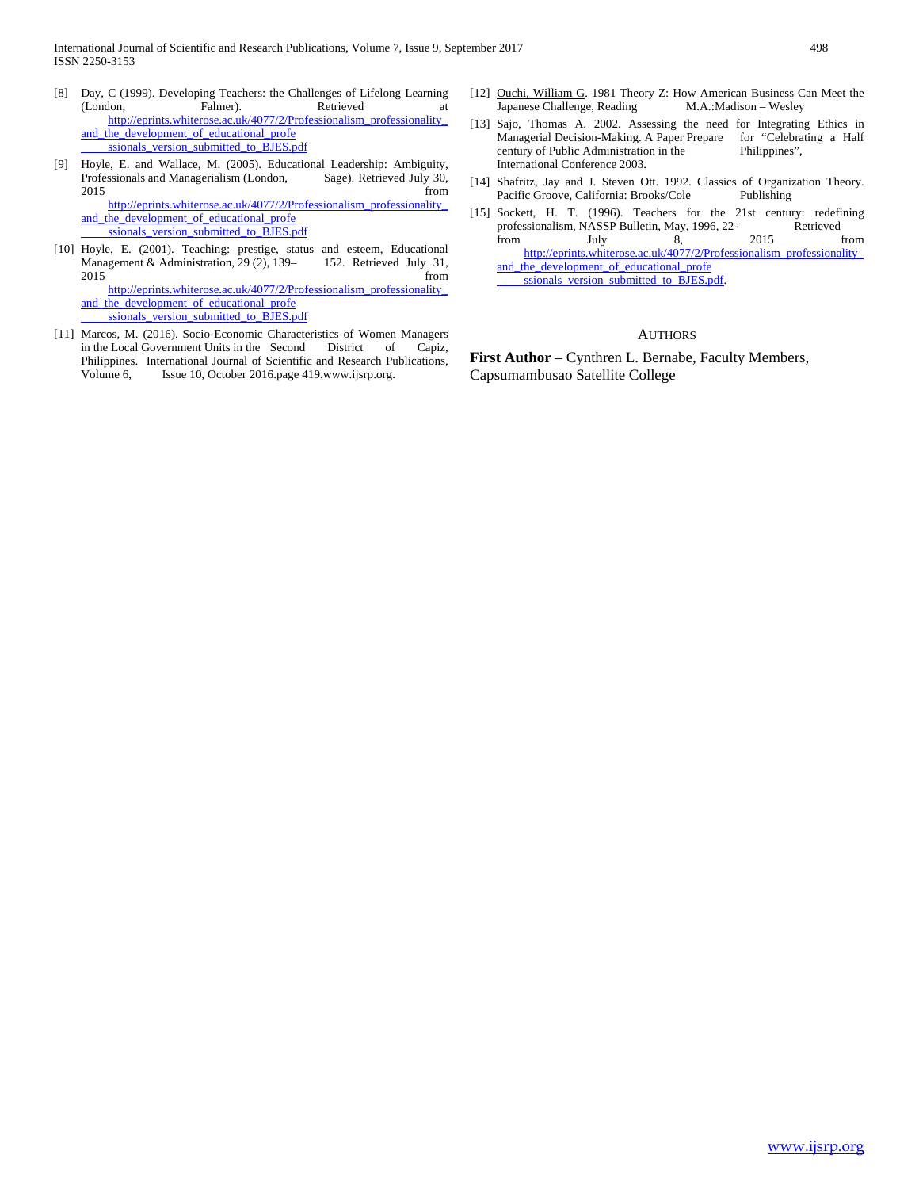[8] Day, C (1999). Developing Teachers: the Challenges of Lifelong Learning (London, Falmer). Retrieved at http://eprints.whiterose.ac.uk/4077/2/Professionalism_professionality_and_the_development_of_educational_professionals_version_submitted_to_BJES.pdf

[9] Hoyle, E. and Wallace, M. (2005). Educational Leadership: Ambiguity, Professionals and Managerialism (London, Sage). Retrieved July 30, 2015 from http://eprints.whiterose.ac.uk/4077/2/Professionalism_professionality_and_the_development_of_educational_professionals_version_submitted_to_BJES.pdf

[10] Hoyle, E. (2001). Teaching: prestige, status and esteem, Educational Management & Administration, 29 (2), 139– 152. Retrieved July 31, 2015 from http://eprints.whiterose.ac.uk/4077/2/Professionalism_professionality_and_the_development_of_educational_professionals_version_submitted_to_BJES.pdf

[11] Marcos, M. (2016). Socio-Economic Characteristics of Women Managers in the Local Government Units in the Second District of Capiz, Philippines. International Journal of Scientific and Research Publications, Volume 6, Issue 10, October 2016.page 419.www.ijsrp.org.

[12] Ouchi, William G. 1981 Theory Z: How American Business Can Meet the Japanese Challenge, Reading M.A.:Madison – Wesley

[13] Sajo, Thomas A. 2002. Assessing the need for Integrating Ethics in Managerial Decision-Making. A Paper Prepare for "Celebrating a Half century of Public Administration in the Philippines", International Conference 2003.

[14] Shafritz, Jay and J. Steven Ott. 1992. Classics of Organization Theory. Pacific Groove, California: Brooks/Cole Publishing

[15] Sockett, H. T. (1996). Teachers for the 21st century: redefining professionalism, NASSP Bulletin, May, 1996, 22- Retrieved from July 8, 2015 from http://eprints.whiterose.ac.uk/4077/2/Professionalism_professionality_and_the_development_of_educational_professionals_version_submitted_to_BJES.pdf.

## Authors

**First Author** – Cynthren L. Bernabe, Faculty Members, Capsumambusao Satellite College